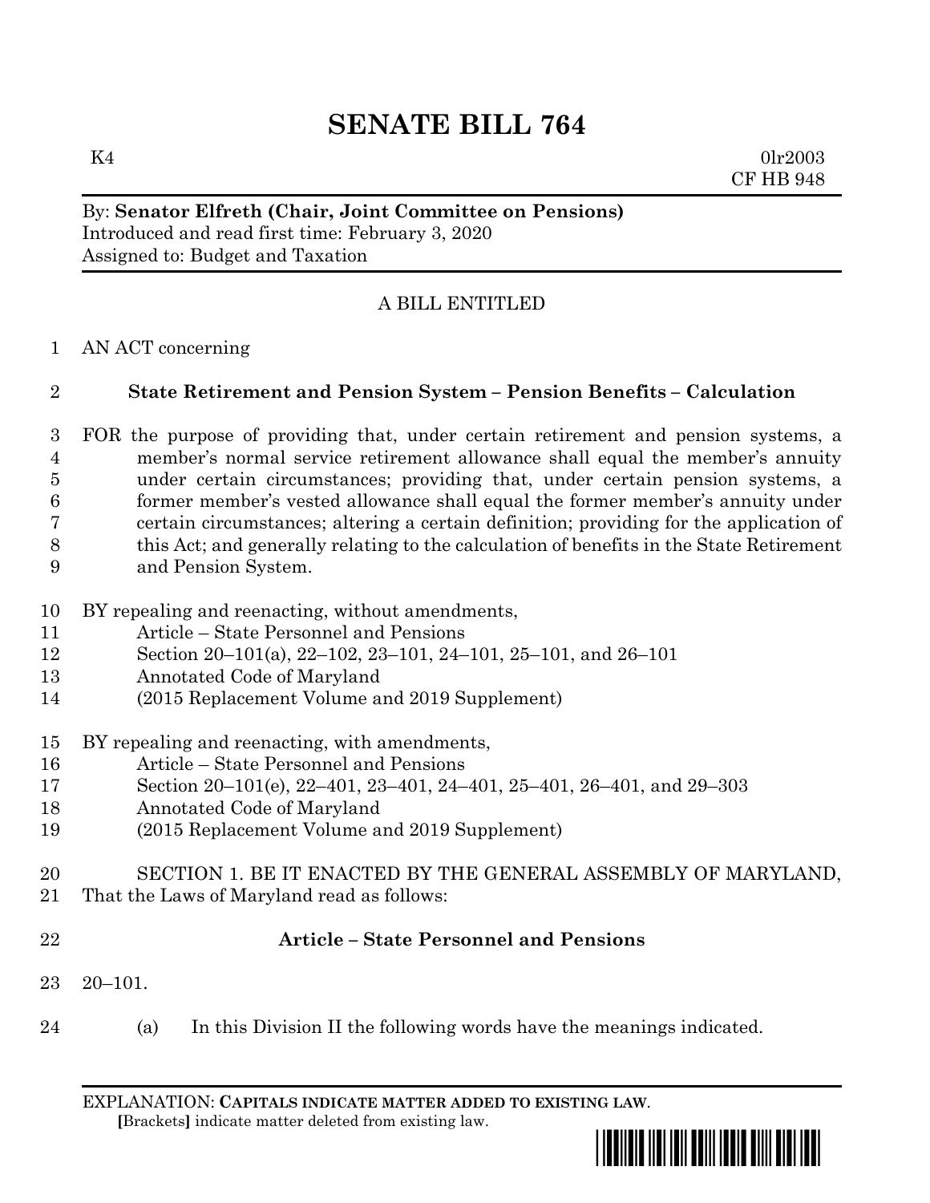# SENATE BILL 764

K4 0lr2003
CF HB 948

By: **Senator Elfreth (Chair, Joint Committee on Pensions)**
Introduced and read first time: February 3, 2020
Assigned to: Budget and Taxation

A BILL ENTITLED

AN ACT concerning

**State Retirement and Pension System – Pension Benefits – Calculation**

FOR the purpose of providing that, under certain retirement and pension systems, a member's normal service retirement allowance shall equal the member's annuity under certain circumstances; providing that, under certain pension systems, a former member's vested allowance shall equal the former member's annuity under certain circumstances; altering a certain definition; providing for the application of this Act; and generally relating to the calculation of benefits in the State Retirement and Pension System.

BY repealing and reenacting, without amendments,
Article – State Personnel and Pensions
Section 20–101(a), 22–102, 23–101, 24–101, 25–101, and 26–101
Annotated Code of Maryland
(2015 Replacement Volume and 2019 Supplement)

BY repealing and reenacting, with amendments,
Article – State Personnel and Pensions
Section 20–101(e), 22–401, 23–401, 24–401, 25–401, 26–401, and 29–303
Annotated Code of Maryland
(2015 Replacement Volume and 2019 Supplement)

SECTION 1. BE IT ENACTED BY THE GENERAL ASSEMBLY OF MARYLAND, That the Laws of Maryland read as follows:

**Article – State Personnel and Pensions**

20–101.

(a) In this Division II the following words have the meanings indicated.

EXPLANATION: **CAPITALS INDICATE MATTER ADDED TO EXISTING LAW**.
**[**Brackets**]** indicate matter deleted from existing law.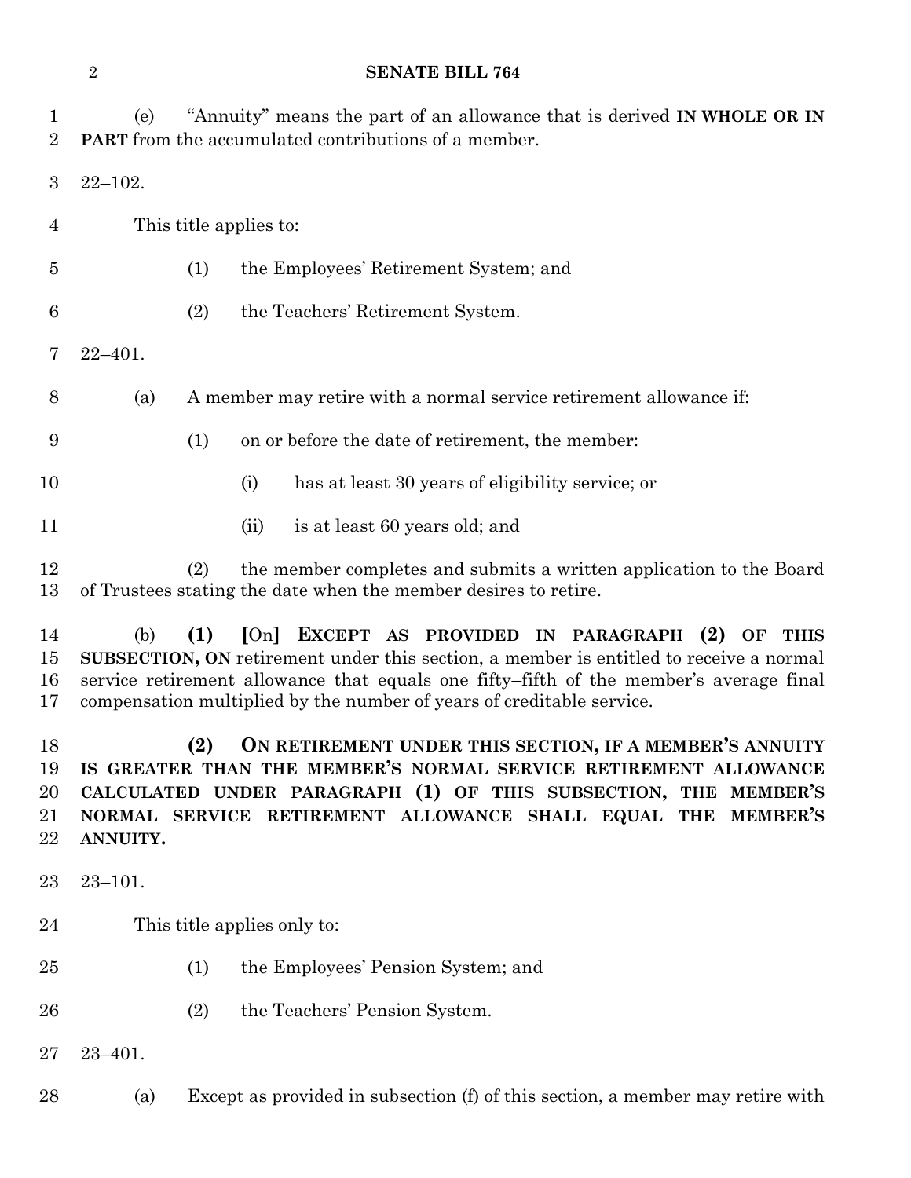(e) "Annuity" means the part of an allowance that is derived **IN WHOLE OR IN PART** from the accumulated contributions of a member.

22–102.

This title applies to:

(1) the Employees' Retirement System; and

(2) the Teachers' Retirement System.

22–401.

(a) A member may retire with a normal service retirement allowance if:

(1) on or before the date of retirement, the member:

(i) has at least 30 years of eligibility service; or

(ii) is at least 60 years old; and

(2) the member completes and submits a written application to the Board of Trustees stating the date when the member desires to retire.

(b) **(1)** [On] **EXCEPT AS PROVIDED IN PARAGRAPH (2) OF THIS SUBSECTION, ON** retirement under this section, a member is entitled to receive a normal service retirement allowance that equals one fifty–fifth of the member's average final compensation multiplied by the number of years of creditable service.

**(2) ON RETIREMENT UNDER THIS SECTION, IF A MEMBER'S ANNUITY IS GREATER THAN THE MEMBER'S NORMAL SERVICE RETIREMENT ALLOWANCE CALCULATED UNDER PARAGRAPH (1) OF THIS SUBSECTION, THE MEMBER'S NORMAL SERVICE RETIREMENT ALLOWANCE SHALL EQUAL THE MEMBER'S ANNUITY.**

23–101.

This title applies only to:

(1) the Employees' Pension System; and

(2) the Teachers' Pension System.

23–401.

(a) Except as provided in subsection (f) of this section, a member may retire with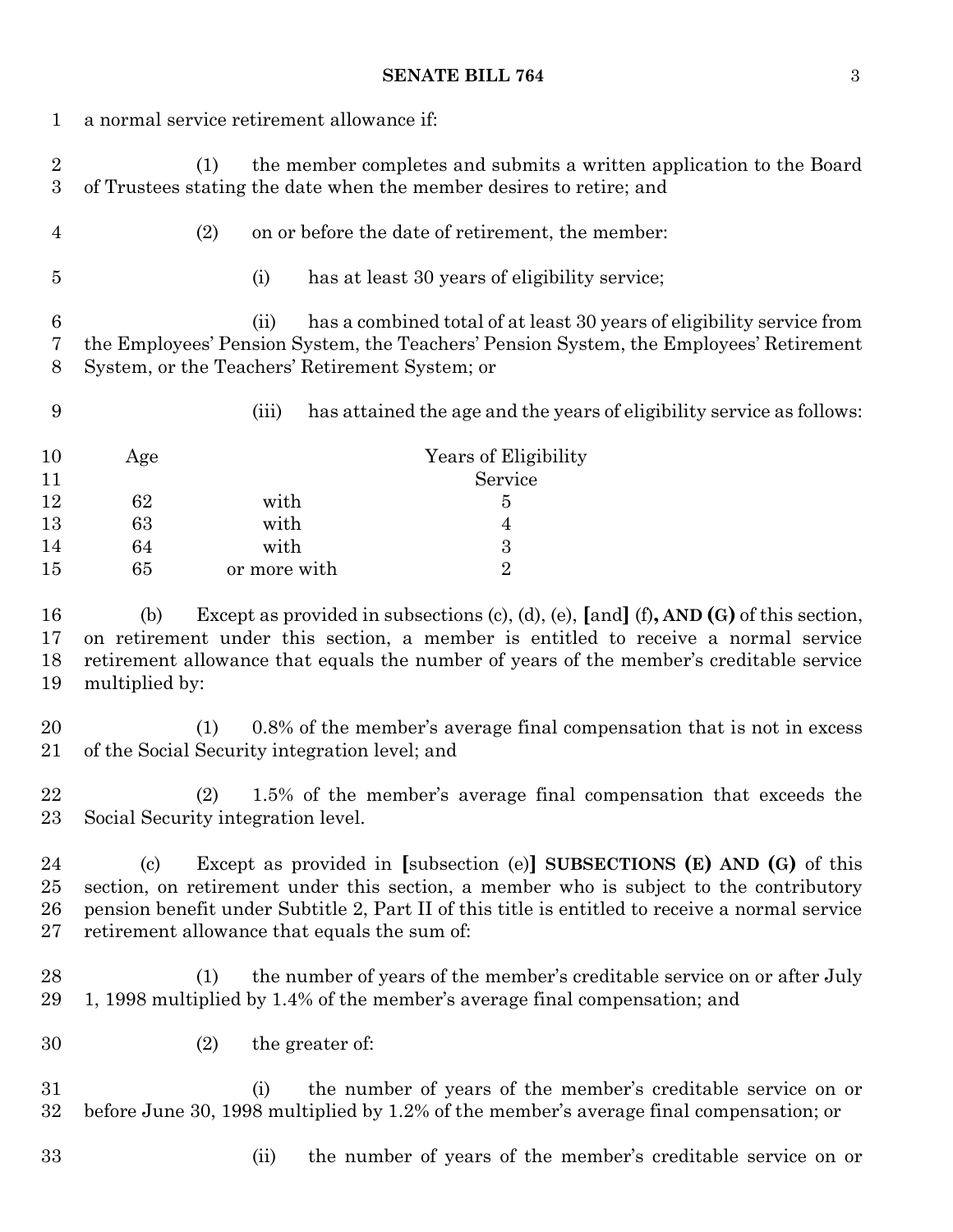a normal service retirement allowance if:

(1) the member completes and submits a written application to the Board of Trustees stating the date when the member desires to retire; and

(2) on or before the date of retirement, the member:

(i) has at least 30 years of eligibility service;

(ii) has a combined total of at least 30 years of eligibility service from the Employees' Pension System, the Teachers' Pension System, the Employees' Retirement System, or the Teachers' Retirement System; or

(iii) has attained the age and the years of eligibility service as follows:

| Age | | Years of Eligibility Service |
|---|---|---|
| 62 | with | 5 |
| 63 | with | 4 |
| 64 | with | 3 |
| 65 | or more with | 2 |

(b) Except as provided in subsections (c), (d), (e), [and] (f)**, AND (G)** of this section, on retirement under this section, a member is entitled to receive a normal service retirement allowance that equals the number of years of the member's creditable service multiplied by:

(1) 0.8% of the member's average final compensation that is not in excess of the Social Security integration level; and

(2) 1.5% of the member's average final compensation that exceeds the Social Security integration level.

(c) Except as provided in [subsection (e)] **SUBSECTIONS (E) AND (G)** of this section, on retirement under this section, a member who is subject to the contributory pension benefit under Subtitle 2, Part II of this title is entitled to receive a normal service retirement allowance that equals the sum of:

(1) the number of years of the member's creditable service on or after July 1, 1998 multiplied by 1.4% of the member's average final compensation; and

(2) the greater of:

(i) the number of years of the member's creditable service on or before June 30, 1998 multiplied by 1.2% of the member's average final compensation; or

(ii) the number of years of the member's creditable service on or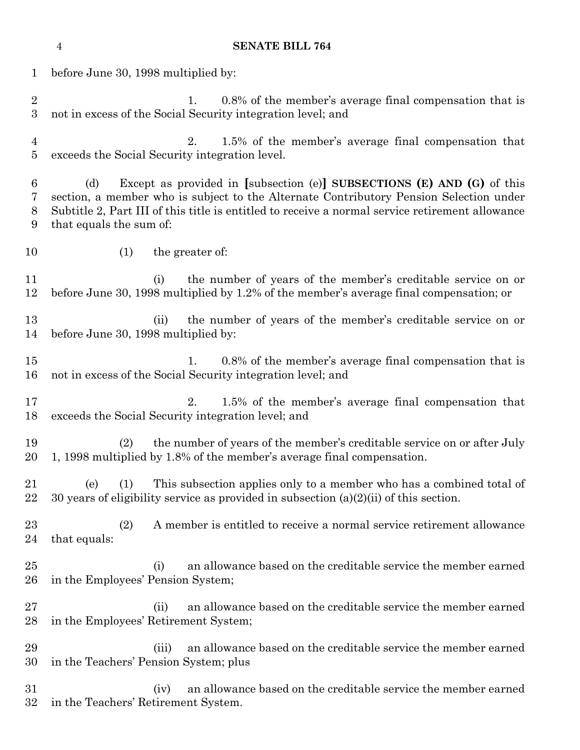before June 30, 1998 multiplied by:

1. 0.8% of the member's average final compensation that is not in excess of the Social Security integration level; and

2. 1.5% of the member's average final compensation that exceeds the Social Security integration level.

(d) Except as provided in [subsection (e)] **SUBSECTIONS (E) AND (G)** of this section, a member who is subject to the Alternate Contributory Pension Selection under Subtitle 2, Part III of this title is entitled to receive a normal service retirement allowance that equals the sum of:

(1) the greater of:

(i) the number of years of the member's creditable service on or before June 30, 1998 multiplied by 1.2% of the member's average final compensation; or

(ii) the number of years of the member's creditable service on or before June 30, 1998 multiplied by:

1. 0.8% of the member's average final compensation that is not in excess of the Social Security integration level; and

2. 1.5% of the member's average final compensation that exceeds the Social Security integration level; and

(2) the number of years of the member's creditable service on or after July 1, 1998 multiplied by 1.8% of the member's average final compensation.

(e) (1) This subsection applies only to a member who has a combined total of 30 years of eligibility service as provided in subsection (a)(2)(ii) of this section.

(2) A member is entitled to receive a normal service retirement allowance that equals:

(i) an allowance based on the creditable service the member earned in the Employees' Pension System;

(ii) an allowance based on the creditable service the member earned in the Employees' Retirement System;

(iii) an allowance based on the creditable service the member earned in the Teachers' Pension System; plus

(iv) an allowance based on the creditable service the member earned in the Teachers' Retirement System.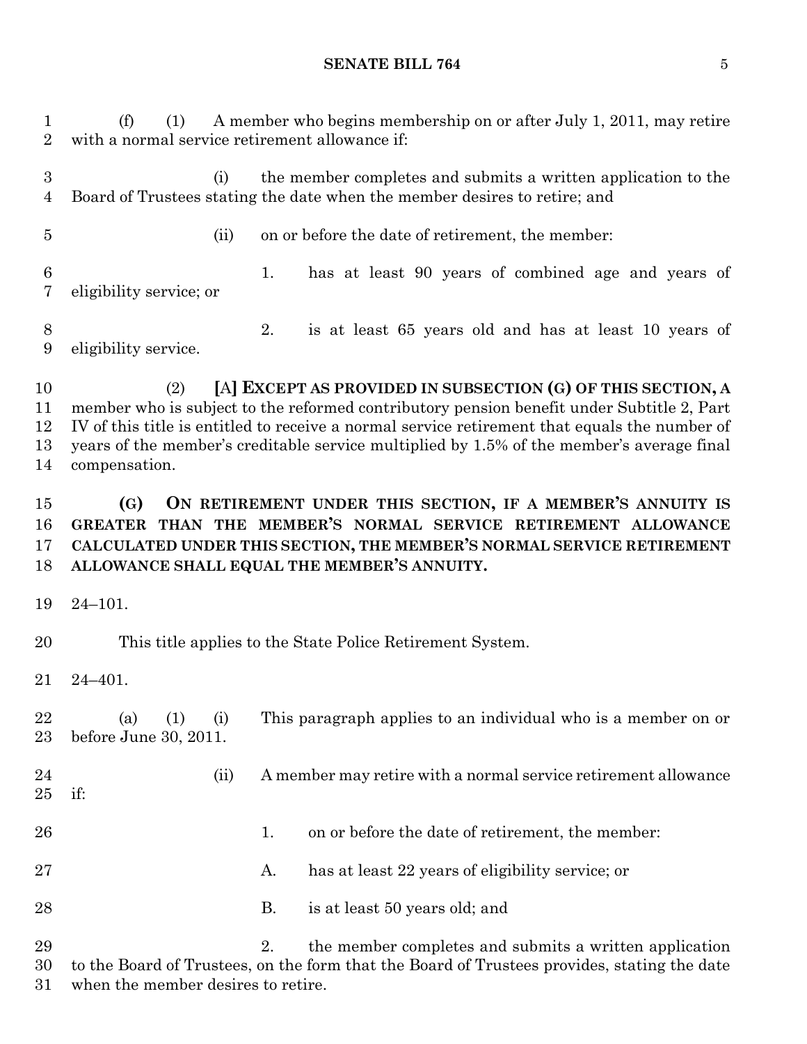(f) (1) A member who begins membership on or after July 1, 2011, may retire with a normal service retirement allowance if:

(i) the member completes and submits a written application to the Board of Trustees stating the date when the member desires to retire; and

(ii) on or before the date of retirement, the member:

1. has at least 90 years of combined age and years of eligibility service; or

2. is at least 65 years old and has at least 10 years of eligibility service.

(2) [A] **EXCEPT AS PROVIDED IN SUBSECTION (G) OF THIS SECTION, A** member who is subject to the reformed contributory pension benefit under Subtitle 2, Part IV of this title is entitled to receive a normal service retirement that equals the number of years of the member's creditable service multiplied by 1.5% of the member's average final compensation.

**(G) ON RETIREMENT UNDER THIS SECTION, IF A MEMBER'S ANNUITY IS GREATER THAN THE MEMBER'S NORMAL SERVICE RETIREMENT ALLOWANCE CALCULATED UNDER THIS SECTION, THE MEMBER'S NORMAL SERVICE RETIREMENT ALLOWANCE SHALL EQUAL THE MEMBER'S ANNUITY.**

24–101.

This title applies to the State Police Retirement System.

24–401.

(a) (1) (i) This paragraph applies to an individual who is a member on or before June 30, 2011.

(ii) A member may retire with a normal service retirement allowance if:

1. on or before the date of retirement, the member:

A. has at least 22 years of eligibility service; or

B. is at least 50 years old; and

2. the member completes and submits a written application to the Board of Trustees, on the form that the Board of Trustees provides, stating the date when the member desires to retire.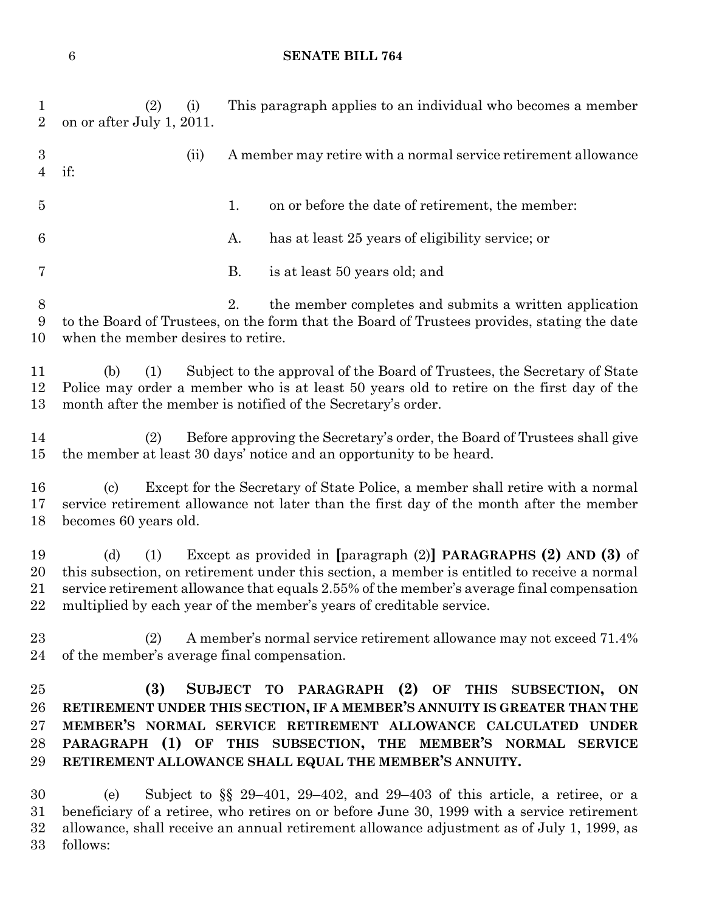(2) (i) This paragraph applies to an individual who becomes a member on or after July 1, 2011.

(ii) A member may retire with a normal service retirement allowance if:

1. on or before the date of retirement, the member:

A. has at least 25 years of eligibility service; or

B. is at least 50 years old; and

2. the member completes and submits a written application to the Board of Trustees, on the form that the Board of Trustees provides, stating the date when the member desires to retire.

(b) (1) Subject to the approval of the Board of Trustees, the Secretary of State Police may order a member who is at least 50 years old to retire on the first day of the month after the member is notified of the Secretary's order.

(2) Before approving the Secretary's order, the Board of Trustees shall give the member at least 30 days' notice and an opportunity to be heard.

(c) Except for the Secretary of State Police, a member shall retire with a normal service retirement allowance not later than the first day of the month after the member becomes 60 years old.

(d) (1) Except as provided in [paragraph (2)] **PARAGRAPHS (2) AND (3)** of this subsection, on retirement under this section, a member is entitled to receive a normal service retirement allowance that equals 2.55% of the member's average final compensation multiplied by each year of the member's years of creditable service.

(2) A member's normal service retirement allowance may not exceed 71.4% of the member's average final compensation.

**(3) SUBJECT TO PARAGRAPH (2) OF THIS SUBSECTION, ON RETIREMENT UNDER THIS SECTION, IF A MEMBER'S ANNUITY IS GREATER THAN THE MEMBER'S NORMAL SERVICE RETIREMENT ALLOWANCE CALCULATED UNDER PARAGRAPH (1) OF THIS SUBSECTION, THE MEMBER'S NORMAL SERVICE RETIREMENT ALLOWANCE SHALL EQUAL THE MEMBER'S ANNUITY.**

(e) Subject to §§ 29–401, 29–402, and 29–403 of this article, a retiree, or a beneficiary of a retiree, who retires on or before June 30, 1999 with a service retirement allowance, shall receive an annual retirement allowance adjustment as of July 1, 1999, as follows: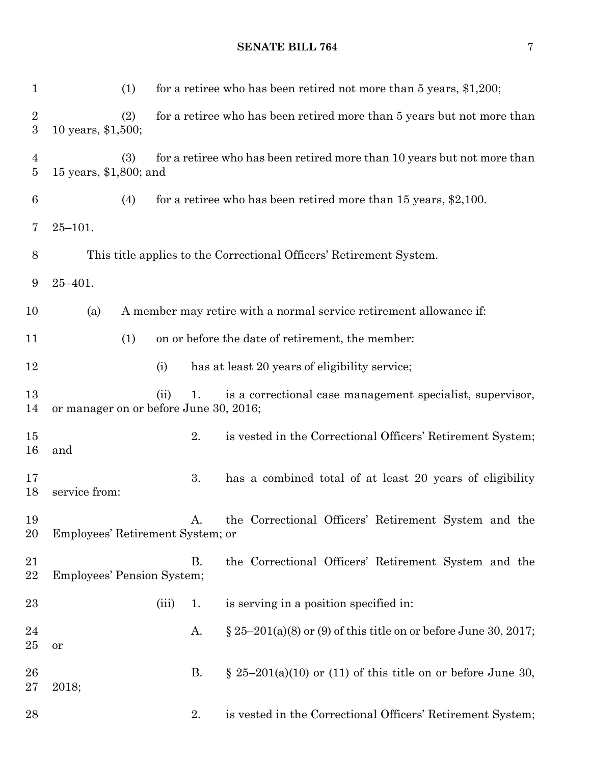(1) for a retiree who has been retired not more than 5 years, $1,200;

(2) for a retiree who has been retired more than 5 years but not more than 10 years, $1,500;

(3) for a retiree who has been retired more than 10 years but not more than 15 years, $1,800; and

(4) for a retiree who has been retired more than 15 years, $2,100.

25–101.

This title applies to the Correctional Officers' Retirement System.

25–401.

(a) A member may retire with a normal service retirement allowance if:

(1) on or before the date of retirement, the member:

(i) has at least 20 years of eligibility service;

(ii) 1. is a correctional case management specialist, supervisor, or manager on or before June 30, 2016;

2. is vested in the Correctional Officers' Retirement System; and

3. has a combined total of at least 20 years of eligibility service from:

A. the Correctional Officers' Retirement System and the Employees' Retirement System; or

B. the Correctional Officers' Retirement System and the Employees' Pension System;

(iii) 1. is serving in a position specified in:

A. § 25–201(a)(8) or (9) of this title on or before June 30, 2017; or

B. § 25–201(a)(10) or (11) of this title on or before June 30, 2018;

2. is vested in the Correctional Officers' Retirement System;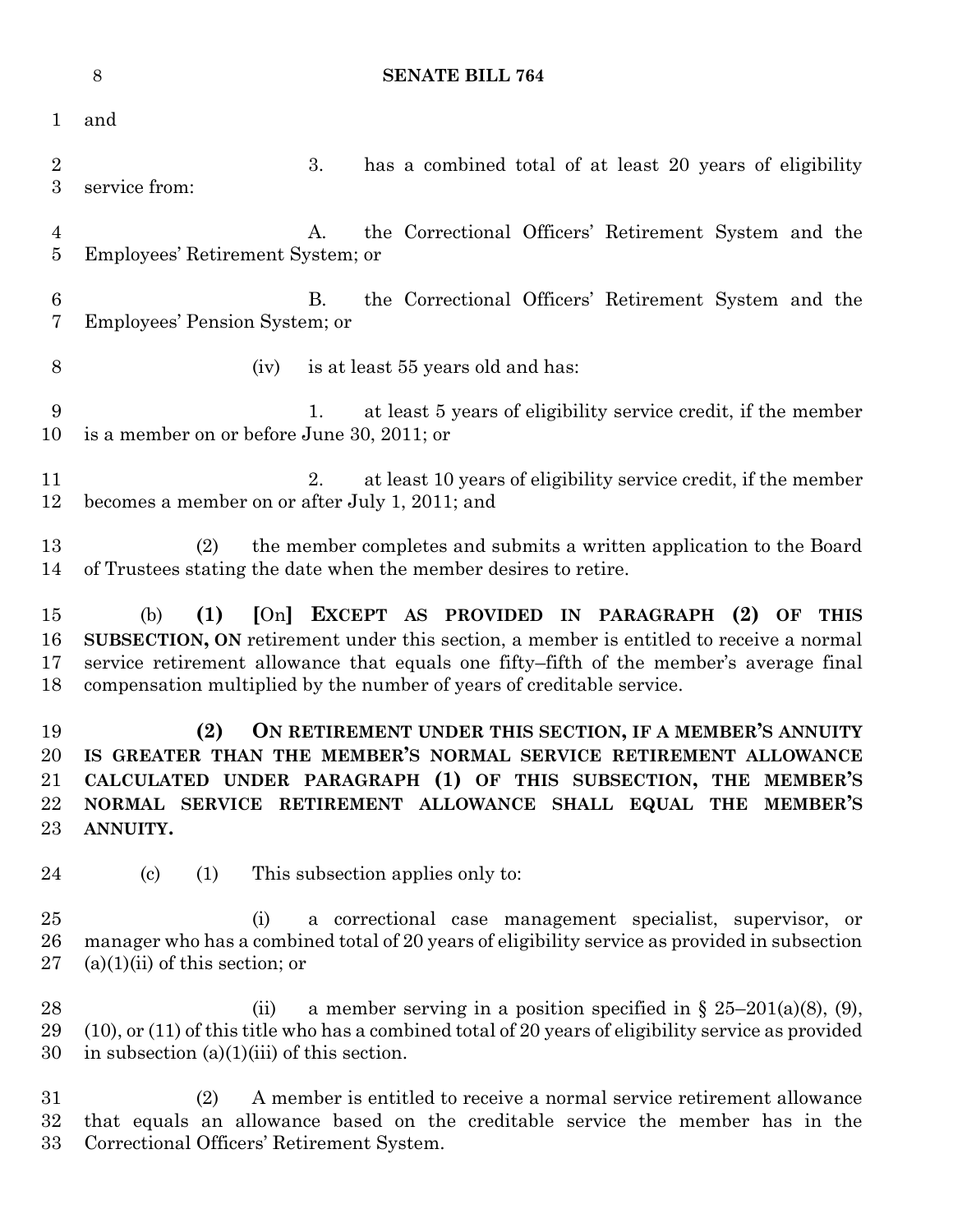and

3. has a combined total of at least 20 years of eligibility service from:

A. the Correctional Officers' Retirement System and the Employees' Retirement System; or

B. the Correctional Officers' Retirement System and the Employees' Pension System; or

(iv) is at least 55 years old and has:

1. at least 5 years of eligibility service credit, if the member is a member on or before June 30, 2011; or

2. at least 10 years of eligibility service credit, if the member becomes a member on or after July 1, 2011; and

(2) the member completes and submits a written application to the Board of Trustees stating the date when the member desires to retire.

(b) **(1)** **[**On**]** **EXCEPT AS PROVIDED IN PARAGRAPH (2) OF THIS SUBSECTION, ON** retirement under this section, a member is entitled to receive a normal service retirement allowance that equals one fifty–fifth of the member's average final compensation multiplied by the number of years of creditable service.

**(2) ON RETIREMENT UNDER THIS SECTION, IF A MEMBER'S ANNUITY IS GREATER THAN THE MEMBER'S NORMAL SERVICE RETIREMENT ALLOWANCE CALCULATED UNDER PARAGRAPH (1) OF THIS SUBSECTION, THE MEMBER'S NORMAL SERVICE RETIREMENT ALLOWANCE SHALL EQUAL THE MEMBER'S ANNUITY.**

(c) (1) This subsection applies only to:

(i) a correctional case management specialist, supervisor, or manager who has a combined total of 20 years of eligibility service as provided in subsection (a)(1)(ii) of this section; or

(ii) a member serving in a position specified in § 25–201(a)(8), (9), (10), or (11) of this title who has a combined total of 20 years of eligibility service as provided in subsection (a)(1)(iii) of this section.

(2) A member is entitled to receive a normal service retirement allowance that equals an allowance based on the creditable service the member has in the Correctional Officers' Retirement System.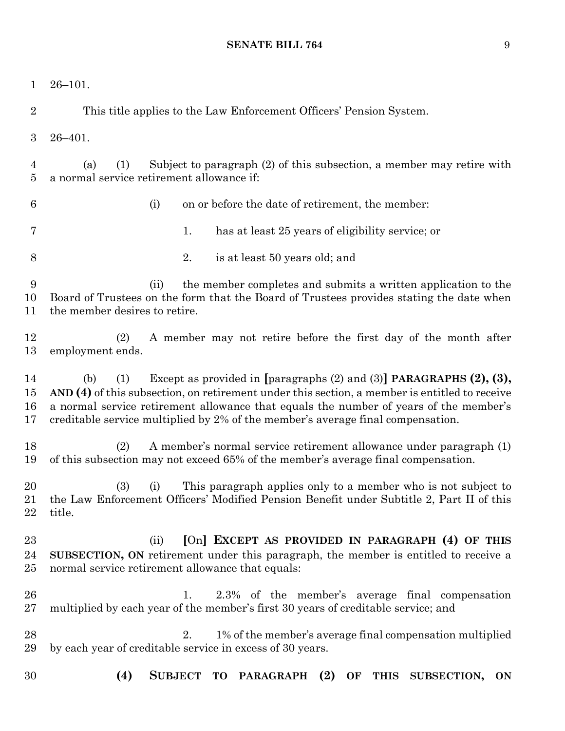26–101.

This title applies to the Law Enforcement Officers' Pension System.

26–401.

(a) (1) Subject to paragraph (2) of this subsection, a member may retire with a normal service retirement allowance if:

(i) on or before the date of retirement, the member:

1. has at least 25 years of eligibility service; or

2. is at least 50 years old; and

(ii) the member completes and submits a written application to the Board of Trustees on the form that the Board of Trustees provides stating the date when the member desires to retire.

(2) A member may not retire before the first day of the month after employment ends.

(b) (1) Except as provided in [paragraphs (2) and (3)] **PARAGRAPHS (2), (3), AND (4)** of this subsection, on retirement under this section, a member is entitled to receive a normal service retirement allowance that equals the number of years of the member's creditable service multiplied by 2% of the member's average final compensation.

(2) A member's normal service retirement allowance under paragraph (1) of this subsection may not exceed 65% of the member's average final compensation.

(3) (i) This paragraph applies only to a member who is not subject to the Law Enforcement Officers' Modified Pension Benefit under Subtitle 2, Part II of this title.

(ii) [On] **EXCEPT AS PROVIDED IN PARAGRAPH (4) OF THIS SUBSECTION, ON** retirement under this paragraph, the member is entitled to receive a normal service retirement allowance that equals:

1. 2.3% of the member's average final compensation multiplied by each year of the member's first 30 years of creditable service; and

2. 1% of the member's average final compensation multiplied by each year of creditable service in excess of 30 years.

**(4) SUBJECT TO PARAGRAPH (2) OF THIS SUBSECTION, ON**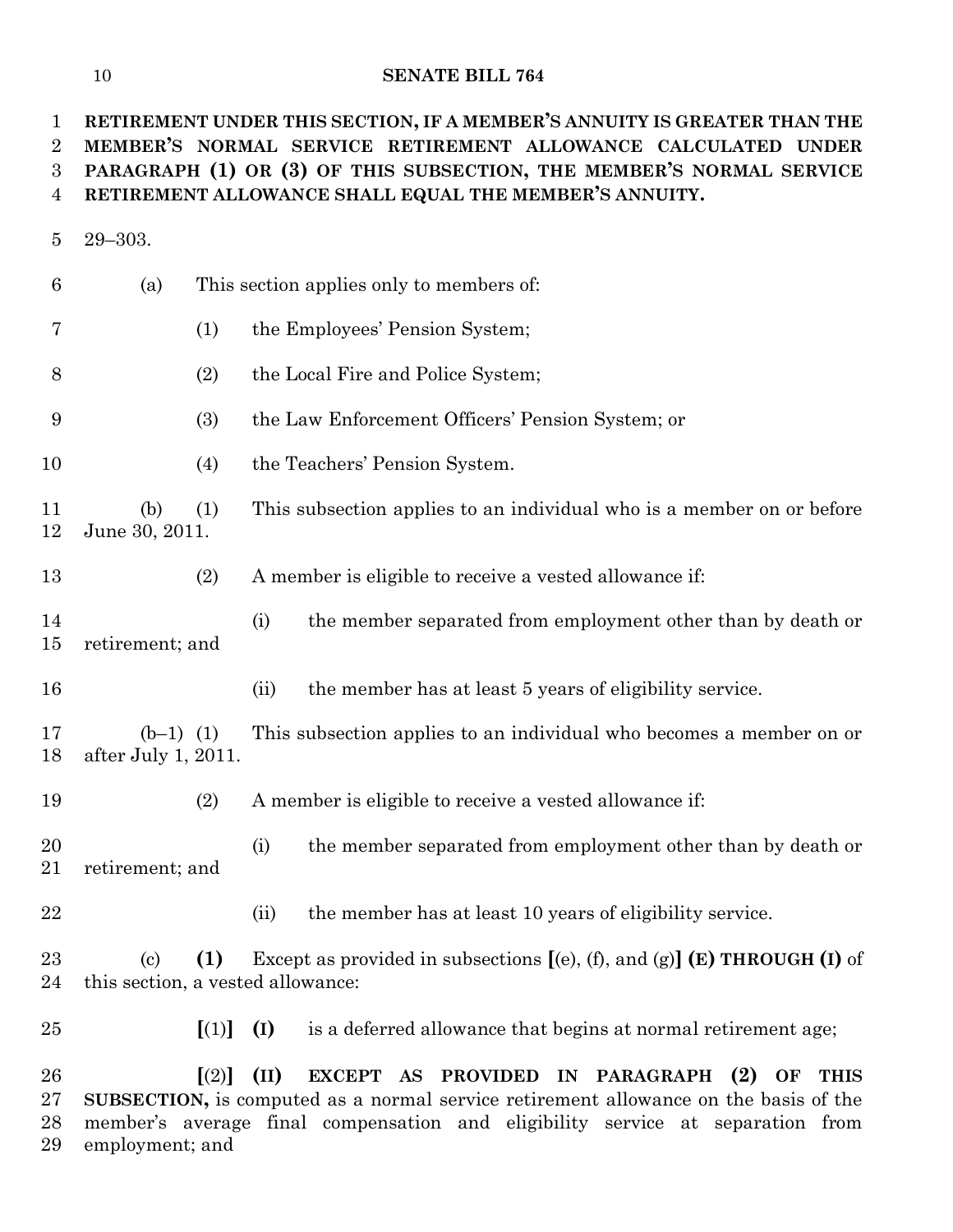**RETIREMENT UNDER THIS SECTION, IF A MEMBER'S ANNUITY IS GREATER THAN THE MEMBER'S NORMAL SERVICE RETIREMENT ALLOWANCE CALCULATED UNDER PARAGRAPH (1) OR (3) OF THIS SUBSECTION, THE MEMBER'S NORMAL SERVICE RETIREMENT ALLOWANCE SHALL EQUAL THE MEMBER'S ANNUITY.**

29–303.

(a) This section applies only to members of:

(1) the Employees' Pension System;

(2) the Local Fire and Police System;

(3) the Law Enforcement Officers' Pension System; or

(4) the Teachers' Pension System.

(b) (1) This subsection applies to an individual who is a member on or before June 30, 2011.

(2) A member is eligible to receive a vested allowance if:

(i) the member separated from employment other than by death or retirement; and

(ii) the member has at least 5 years of eligibility service.

(b–1) (1) This subsection applies to an individual who becomes a member on or after July 1, 2011.

(2) A member is eligible to receive a vested allowance if:

(i) the member separated from employment other than by death or retirement; and

(ii) the member has at least 10 years of eligibility service.

(c) **(1)** Except as provided in subsections **[**(e), (f), and (g)**]** **(E) THROUGH (I)** of this section, a vested allowance:

**[**(1)**]** **(I)** is a deferred allowance that begins at normal retirement age;

**[**(2)**]** **(II)** **EXCEPT AS PROVIDED IN PARAGRAPH (2) OF THIS SUBSECTION,** is computed as a normal service retirement allowance on the basis of the member's average final compensation and eligibility service at separation from employment; and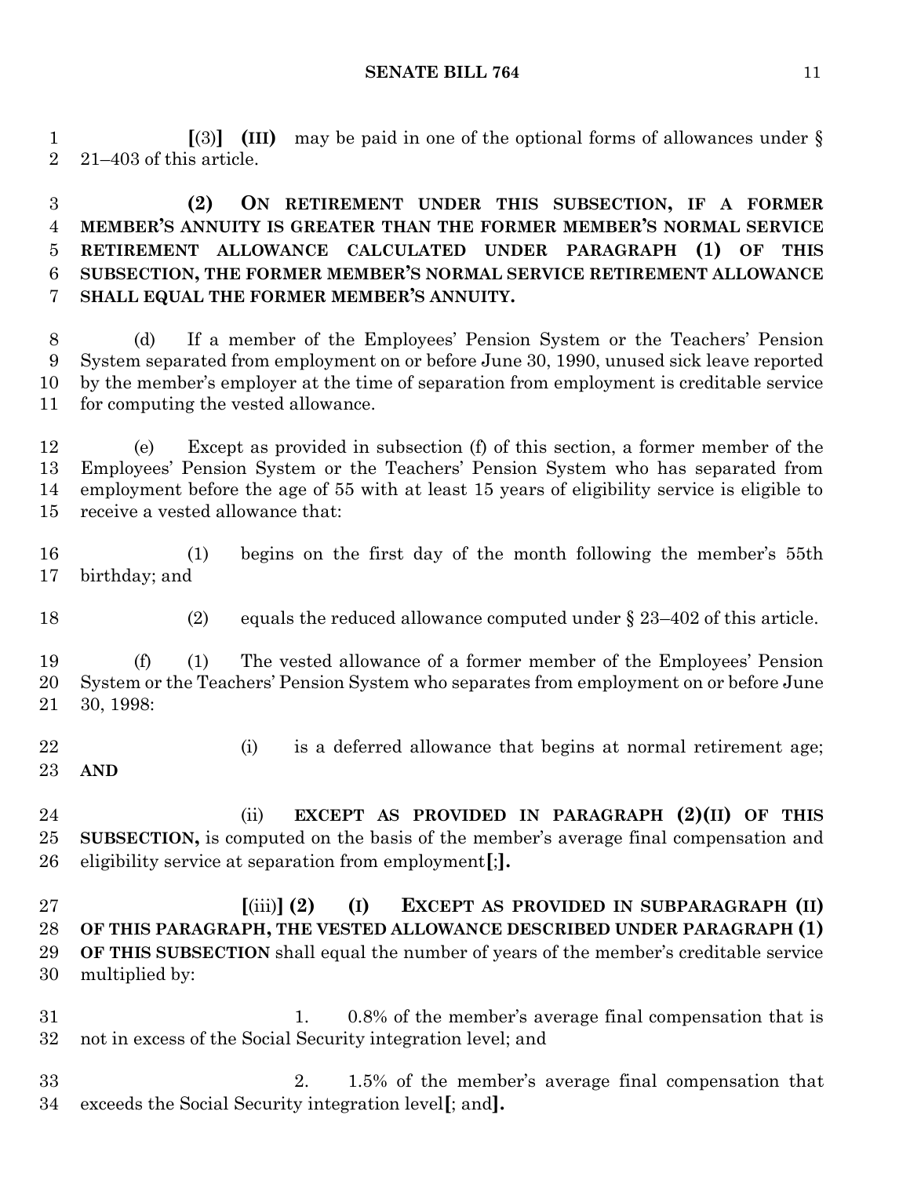[(3)] **(III)** may be paid in one of the optional forms of allowances under § 21–403 of this article.

**(2) ON RETIREMENT UNDER THIS SUBSECTION, IF A FORMER MEMBER'S ANNUITY IS GREATER THAN THE FORMER MEMBER'S NORMAL SERVICE RETIREMENT ALLOWANCE CALCULATED UNDER PARAGRAPH (1) OF THIS SUBSECTION, THE FORMER MEMBER'S NORMAL SERVICE RETIREMENT ALLOWANCE SHALL EQUAL THE FORMER MEMBER'S ANNUITY.**

(d) If a member of the Employees' Pension System or the Teachers' Pension System separated from employment on or before June 30, 1990, unused sick leave reported by the member's employer at the time of separation from employment is creditable service for computing the vested allowance.

(e) Except as provided in subsection (f) of this section, a former member of the Employees' Pension System or the Teachers' Pension System who has separated from employment before the age of 55 with at least 15 years of eligibility service is eligible to receive a vested allowance that:

(1) begins on the first day of the month following the member's 55th birthday; and

(2) equals the reduced allowance computed under § 23–402 of this article.

(f) (1) The vested allowance of a former member of the Employees' Pension System or the Teachers' Pension System who separates from employment on or before June 30, 1998:

(i) is a deferred allowance that begins at normal retirement age; **AND**

(ii) **EXCEPT AS PROVIDED IN PARAGRAPH (2)(II) OF THIS SUBSECTION,** is computed on the basis of the member's average final compensation and eligibility service at separation from employment**[**;**].**

**[**(iii)**] (2) (I) EXCEPT AS PROVIDED IN SUBPARAGRAPH (II) OF THIS PARAGRAPH, THE VESTED ALLOWANCE DESCRIBED UNDER PARAGRAPH (1) OF THIS SUBSECTION** shall equal the number of years of the member's creditable service multiplied by:

1. 0.8% of the member's average final compensation that is not in excess of the Social Security integration level; and

2. 1.5% of the member's average final compensation that exceeds the Social Security integration level**[**; and**].**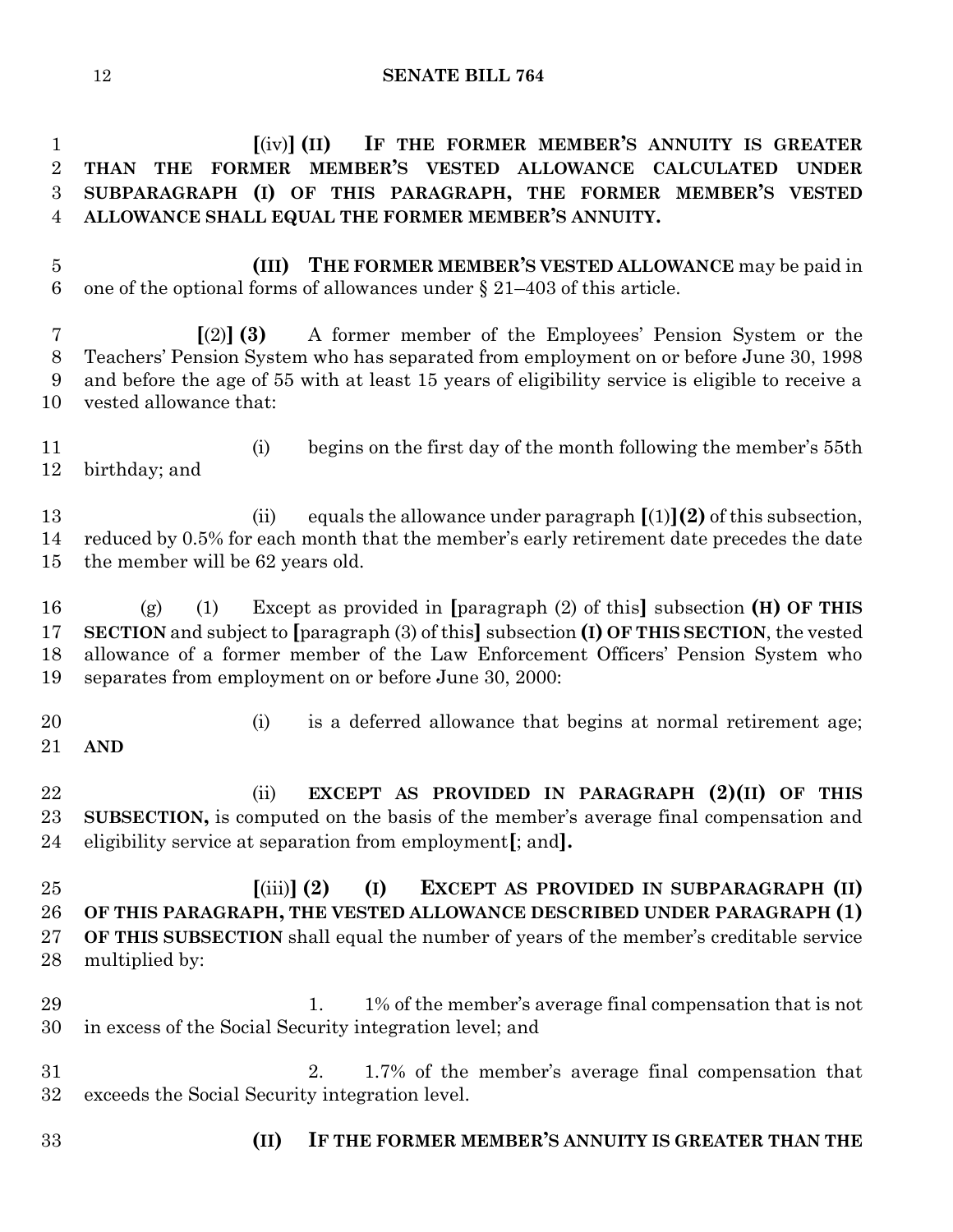**[**(iv)**] (II) IF THE FORMER MEMBER'S ANNUITY IS GREATER THAN THE FORMER MEMBER'S VESTED ALLOWANCE CALCULATED UNDER SUBPARAGRAPH (I) OF THIS PARAGRAPH, THE FORMER MEMBER'S VESTED ALLOWANCE SHALL EQUAL THE FORMER MEMBER'S ANNUITY.**

**(III) THE FORMER MEMBER'S VESTED ALLOWANCE** may be paid in one of the optional forms of allowances under § 21–403 of this article.

**[**(2)**] (3)** A former member of the Employees' Pension System or the Teachers' Pension System who has separated from employment on or before June 30, 1998 and before the age of 55 with at least 15 years of eligibility service is eligible to receive a vested allowance that:

(i) begins on the first day of the month following the member's 55th birthday; and

(ii) equals the allowance under paragraph **[**(1)**](2)** of this subsection, reduced by 0.5% for each month that the member's early retirement date precedes the date the member will be 62 years old.

(g) (1) Except as provided in **[**paragraph (2) of this**]** subsection **(H) OF THIS SECTION** and subject to **[**paragraph (3) of this**]** subsection **(I) OF THIS SECTION**, the vested allowance of a former member of the Law Enforcement Officers' Pension System who separates from employment on or before June 30, 2000:

(i) is a deferred allowance that begins at normal retirement age; **AND**

(ii) **EXCEPT AS PROVIDED IN PARAGRAPH (2)(II) OF THIS SUBSECTION,** is computed on the basis of the member's average final compensation and eligibility service at separation from employment**[**; and**].**

**[**(iii)**] (2) (I) EXCEPT AS PROVIDED IN SUBPARAGRAPH (II) OF THIS PARAGRAPH, THE VESTED ALLOWANCE DESCRIBED UNDER PARAGRAPH (1) OF THIS SUBSECTION** shall equal the number of years of the member's creditable service multiplied by:

1. 1% of the member's average final compensation that is not in excess of the Social Security integration level; and

2. 1.7% of the member's average final compensation that exceeds the Social Security integration level.

**(II) IF THE FORMER MEMBER'S ANNUITY IS GREATER THAN THE**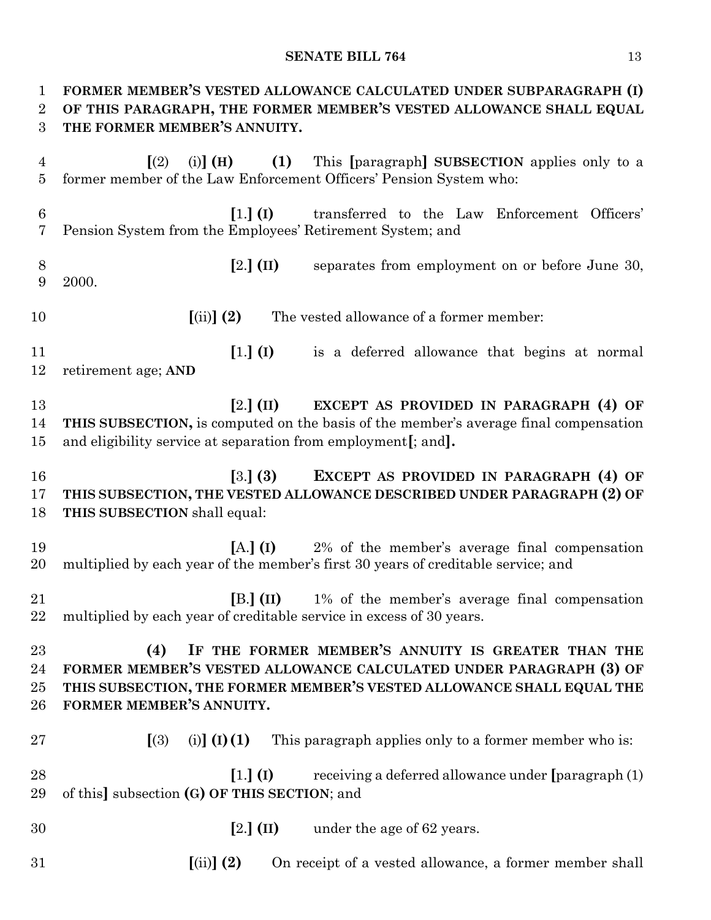**FORMER MEMBER'S VESTED ALLOWANCE CALCULATED UNDER SUBPARAGRAPH (I) OF THIS PARAGRAPH, THE FORMER MEMBER'S VESTED ALLOWANCE SHALL EQUAL THE FORMER MEMBER'S ANNUITY.**

[(2) (i)] **(H)** **(1)** This [paragraph] **SUBSECTION** applies only to a former member of the Law Enforcement Officers' Pension System who:

[1.] **(I)** transferred to the Law Enforcement Officers' Pension System from the Employees' Retirement System; and

[2.] **(II)** separates from employment on or before June 30, 2000.

[(ii)] **(2)** The vested allowance of a former member:

[1.] **(I)** is a deferred allowance that begins at normal retirement age; **AND**

[2.] **(II)** **EXCEPT AS PROVIDED IN PARAGRAPH (4) OF THIS SUBSECTION,** is computed on the basis of the member's average final compensation and eligibility service at separation from employment[; and]**.**

[3.] **(3)** **EXCEPT AS PROVIDED IN PARAGRAPH (4) OF THIS SUBSECTION, THE VESTED ALLOWANCE DESCRIBED UNDER PARAGRAPH (2) OF THIS SUBSECTION** shall equal:

[A.] **(I)** 2% of the member's average final compensation multiplied by each year of the member's first 30 years of creditable service; and

[B.] **(II)** 1% of the member's average final compensation multiplied by each year of creditable service in excess of 30 years.

**(4)** **IF THE FORMER MEMBER'S ANNUITY IS GREATER THAN THE FORMER MEMBER'S VESTED ALLOWANCE CALCULATED UNDER PARAGRAPH (3) OF THIS SUBSECTION, THE FORMER MEMBER'S VESTED ALLOWANCE SHALL EQUAL THE FORMER MEMBER'S ANNUITY.**

[(3) (i)] **(I)** **(1)** This paragraph applies only to a former member who is:

[1.] **(I)** receiving a deferred allowance under [paragraph (1) of this] subsection **(G) OF THIS SECTION**; and

[2.] **(II)** under the age of 62 years.

[(ii)] **(2)** On receipt of a vested allowance, a former member shall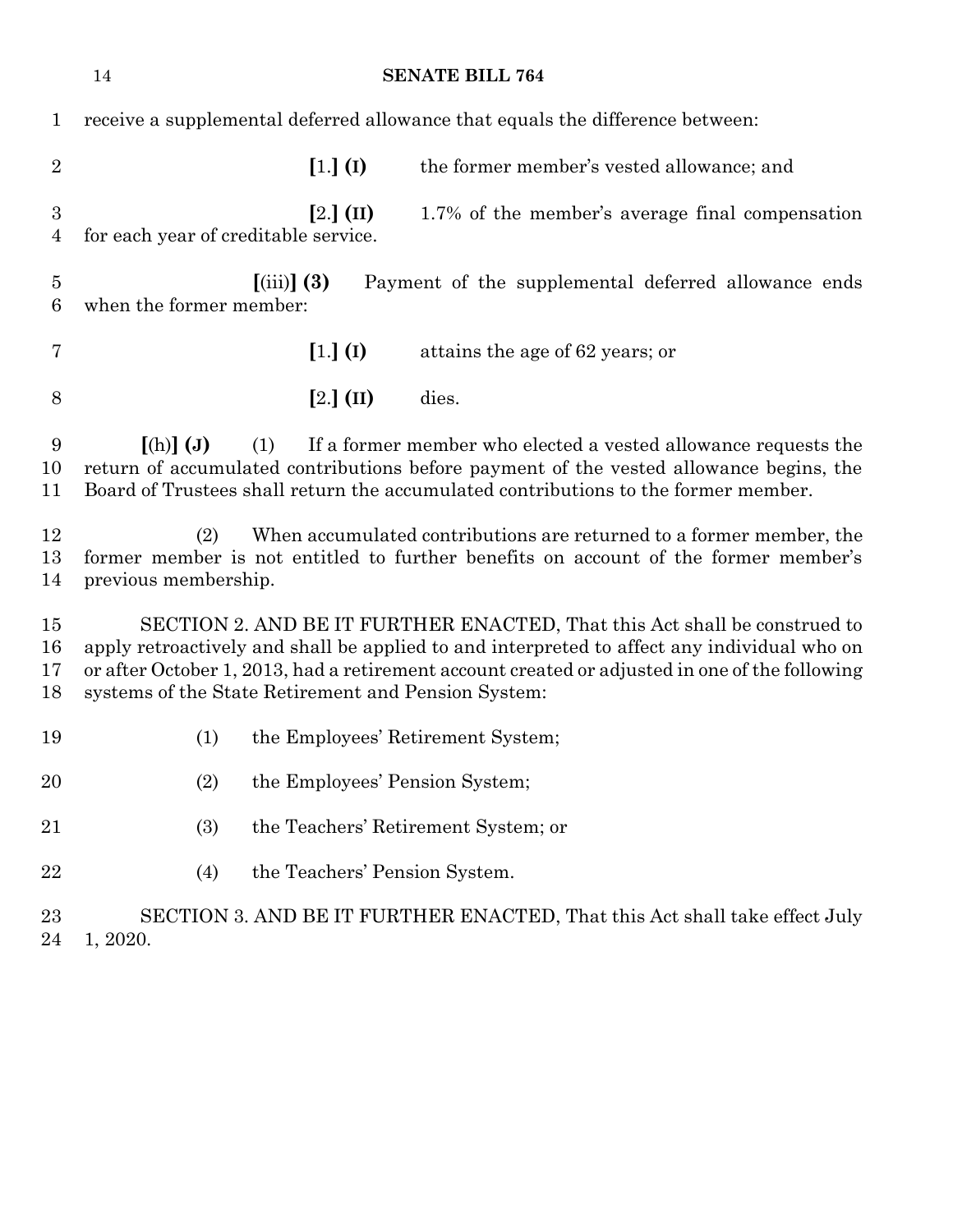receive a supplemental deferred allowance that equals the difference between:

[1.] **(I)** the former member's vested allowance; and

[2.] **(II)** 1.7% of the member's average final compensation for each year of creditable service.

[(iii)] **(3)** Payment of the supplemental deferred allowance ends when the former member:

[1.] **(I)** attains the age of 62 years; or

[2.] **(II)** dies.

[(h)] **(J)** (1) If a former member who elected a vested allowance requests the return of accumulated contributions before payment of the vested allowance begins, the Board of Trustees shall return the accumulated contributions to the former member.

(2) When accumulated contributions are returned to a former member, the former member is not entitled to further benefits on account of the former member's previous membership.

SECTION 2. AND BE IT FURTHER ENACTED, That this Act shall be construed to apply retroactively and shall be applied to and interpreted to affect any individual who on or after October 1, 2013, had a retirement account created or adjusted in one of the following systems of the State Retirement and Pension System:

(1) the Employees' Retirement System;

(2) the Employees' Pension System;

(3) the Teachers' Retirement System; or

(4) the Teachers' Pension System.

SECTION 3. AND BE IT FURTHER ENACTED, That this Act shall take effect July 1, 2020.